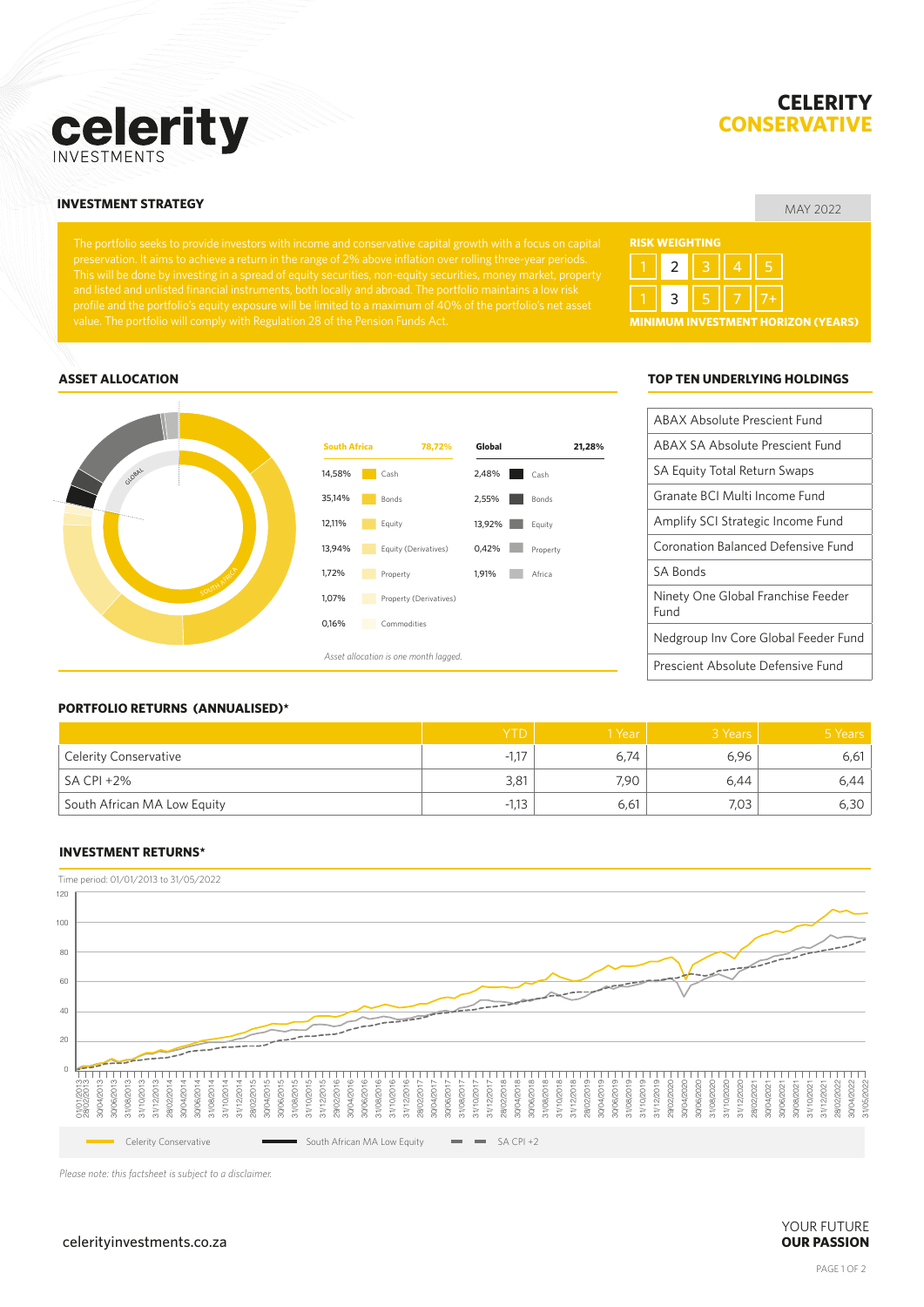# celerity INVESTMENTS

## CELERITY CONSERVATIVE

MAY 2022

### INVESTMENT STRATEGY

The portfolio seeks to provide investors with income and conservative capital growth with a focus on capital preservation. It aims to achieve a return in the range of 2% above inflation over rolling three-year periods. This will be done by investing in a spread of equity securities, non-equity securities, money market, property and listed and unlisted financial instruments, both locally and abroad. The portfolio maintains a low risk profile and the portfolio's equity exposure will be limited to a maximum of 40% of the portfolio's net asset value. The portfolio will comply with Regulation 28 of the Pension Funds Act.

**RISK WEIGHTING**

1 | **2** | 3 | 4 | 5

1 | **3** | 5 | 7 | 7+

**MINIMUM INVESTMENT HORIZON (YEARS)**

### ASSET ALLOCATION

| South Africa | 78,72% |
|---|---|
| 14,58% | Cash |
| 35,14% | Bonds |
| 12,11% | Equity |
| 13,94% | Equity (Derivatives) |
| 1,72% | Property |
| 1,07% | Property (Derivatives) |
| 0,16% | Commodities |

| Global | 21,28% |
|---|---|
| 2,48% | Cash |
| 2,55% | Bonds |
| 13,92% | Equity |
| 0,42% | Property |
| 1,91% | Africa |

*Asset allocation is one month lagged.*

### TOP TEN UNDERLYING HOLDINGS

- ABAX Absolute Prescient Fund
- ABAX SA Absolute Prescient Fund
- SA Equity Total Return Swaps
- Granate BCI Multi Income Fund
- Amplify SCI Strategic Income Fund
- Coronation Balanced Defensive Fund
- SA Bonds
- Ninety One Global Franchise Feeder Fund
- Nedgroup Inv Core Global Feeder Fund
- Prescient Absolute Defensive Fund

### PORTFOLIO RETURNS (ANNUALISED)*

| | YTD | 1 Year | 3 Years | 5 Years |
|---|---|---|---|---|
| Celerity Conservative | -1,17 | 6,74 | 6,96 | 6,61 |
| SA CPI +2% | 3,81 | 7,90 | 6,44 | 6,44 |
| South African MA Low Equity | -1,13 | 6,61 | 7,03 | 6,30 |

### INVESTMENT RETURNS*

Time period: 01/01/2013 to 31/05/2022

Legend: Celerity Conservative; South African MA Low Equity; SA CPI +2

*Please note: this factsheet is subject to a disclaimer.*

celerityinvestments.co.za

YOUR FUTURE **OUR PASSION**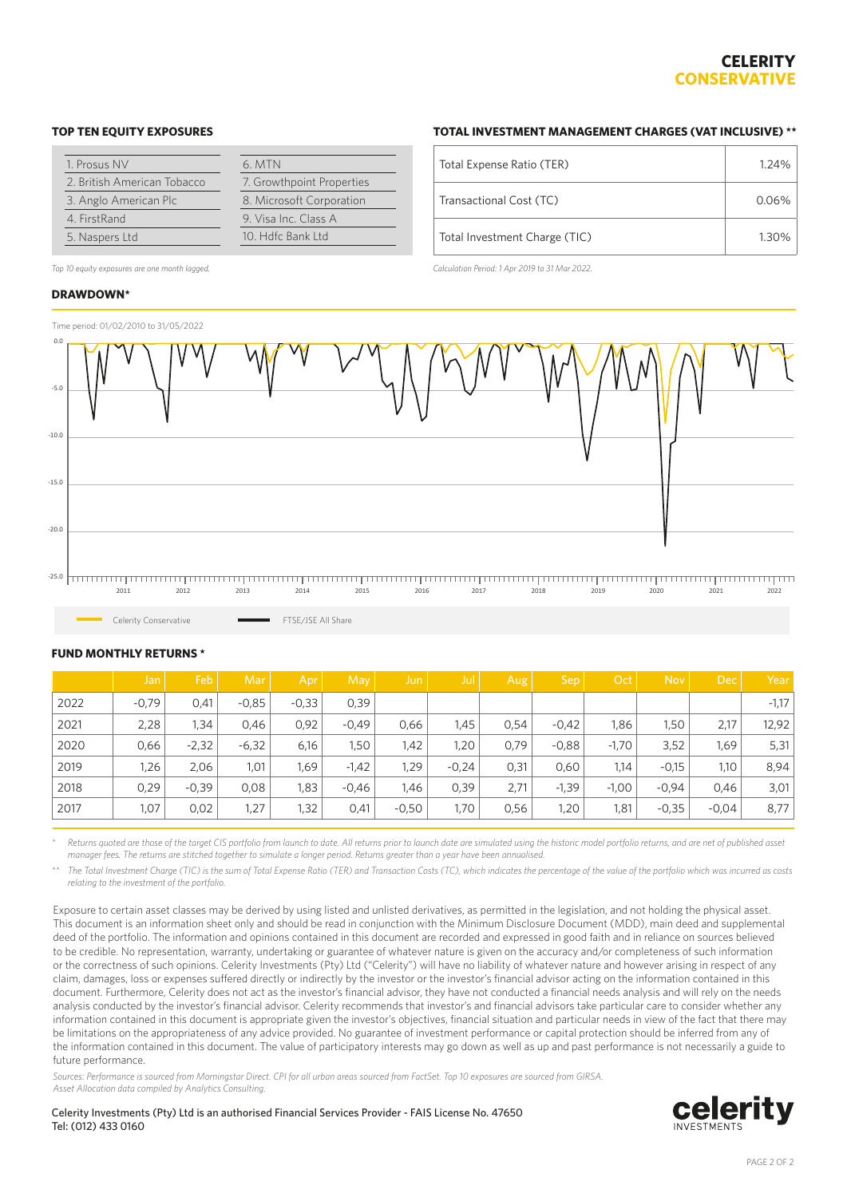# CELERITY CONSERVATIVE

## TOP TEN EQUITY EXPOSURES

| | |
|---|---|
| 1. Prosus NV | 6. MTN |
| 2. British American Tobacco | 7. Growthpoint Properties |
| 3. Anglo American Plc | 8. Microsoft Corporation |
| 4. FirstRand | 9. Visa Inc. Class A |
| 5. Naspers Ltd | 10. Hdfc Bank Ltd |

*Top 10 equity exposures are one month lagged.*

## TOTAL INVESTMENT MANAGEMENT CHARGES (VAT INCLUSIVE) **

| | |
|---|---|
| Total Expense Ratio (TER) | 1.24% |
| Transactional Cost (TC) | 0.06% |
| Total Investment Charge (TIC) | 1.30% |

*Calculation Period: 1 Apr 2019 to 31 Mar 2022.*

## DRAWDOWN*

Time period: 01/02/2010 to 31/05/2022

0.0
-5.0
-10.0
-15.0
-20.0
-25.0

2011 2012 2013 2014 2015 2016 2017 2018 2019 2020 2021 2022

Celerity Conservative
FTSE/JSE All Share

## FUND MONTHLY RETURNS *

| | Jan | Feb | Mar | Apr | May | Jun | Jul | Aug | Sep | Oct | Nov | Dec | Year |
|---|---|---|---|---|---|---|---|---|---|---|---|---|---|
| 2022 | -0,79 | 0,41 | -0,85 | -0,33 | 0,39 | | | | | | | | -1,17 |
| 2021 | 2,28 | 1,34 | 0,46 | 0,92 | -0,49 | 0,66 | 1,45 | 0,54 | -0,42 | 1,86 | 1,50 | 2,17 | 12,92 |
| 2020 | 0,66 | -2,32 | -6,32 | 6,16 | 1,50 | 1,42 | 1,20 | 0,79 | -0,88 | -1,70 | 3,52 | 1,69 | 5,31 |
| 2019 | 1,26 | 2,06 | 1,01 | 1,69 | -1,42 | 1,29 | -0,24 | 0,31 | 0,60 | 1,14 | -0,15 | 1,10 | 8,94 |
| 2018 | 0,29 | -0,39 | 0,08 | 1,83 | -0,46 | 1,46 | 0,39 | 2,71 | -1,39 | -1,00 | -0,94 | 0,46 | 3,01 |
| 2017 | 1,07 | 0,02 | 1,27 | 1,32 | 0,41 | -0,50 | 1,70 | 0,56 | 1,20 | 1,81 | -0,35 | -0,04 | 8,77 |

\* *Returns quoted are those of the target CIS portfolio from launch to date. All returns prior to launch date are simulated using the historic model portfolio returns, and are net of published asset manager fees. The returns are stitched together to simulate a longer period. Returns greater than a year have been annualised.*

\*\* *The Total Investment Charge (TIC) is the sum of Total Expense Ratio (TER) and Transaction Costs (TC), which indicates the percentage of the value of the portfolio which was incurred as costs relating to the investment of the portfolio.*

Exposure to certain asset classes may be derived by using listed and unlisted derivatives, as permitted in the legislation, and not holding the physical asset. This document is an information sheet only and should be read in conjunction with the Minimum Disclosure Document (MDD), main deed and supplemental deed of the portfolio. The information and opinions contained in this document are recorded and expressed in good faith and in reliance on sources believed to be credible. No representation, warranty, undertaking or guarantee of whatever nature is given on the accuracy and/or completeness of such information or the correctness of such opinions. Celerity Investments (Pty) Ltd ("Celerity") will have no liability of whatever nature and however arising in respect of any claim, damages, loss or expenses suffered directly or indirectly by the investor or the investor's financial advisor acting on the information contained in this document. Furthermore, Celerity does not act as the investor's financial advisor, they have not conducted a financial needs analysis and will rely on the needs analysis conducted by the investor's financial advisor. Celerity recommends that investor's and financial advisors take particular care to consider whether any information contained in this document is appropriate given the investor's objectives, financial situation and particular needs in view of the fact that there may be limitations on the appropriateness of any advice provided. No guarantee of investment performance or capital protection should be inferred from any of the information contained in this document. The value of participatory interests may go down as well as up and past performance is not necessarily a guide to future performance.

*Sources: Performance is sourced from Morningstar Direct. CPI for all urban areas sourced from FactSet. Top 10 exposures are sourced from GIRSA. Asset Allocation data compiled by Analytics Consulting.*

Celerity Investments (Pty) Ltd is an authorised Financial Services Provider - FAIS License No. 47650
Tel: (012) 433 0160

celerity INVESTMENTS